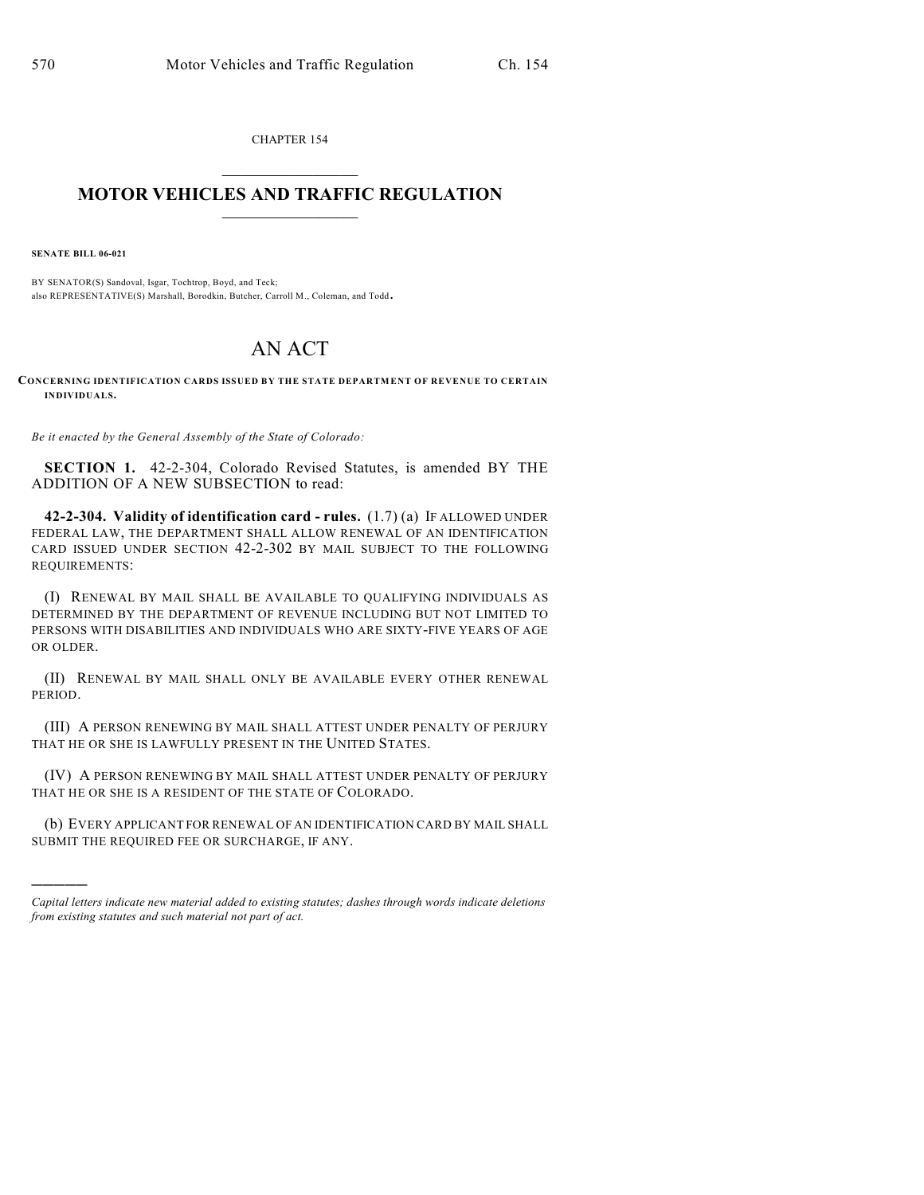CHAPTER 154

# MOTOR VEHICLES AND TRAFFIC REGULATION

**SENATE BILL 06-021**

BY SENATOR(S) Sandoval, Isgar, Tochtrop, Boyd, and Teck;
also REPRESENTATIVE(S) Marshall, Borodkin, Butcher, Carroll M., Coleman, and Todd.

# AN ACT

**CONCERNING IDENTIFICATION CARDS ISSUED BY THE STATE DEPARTMENT OF REVENUE TO CERTAIN INDIVIDUALS.**

*Be it enacted by the General Assembly of the State of Colorado:*

**SECTION 1.** 42-2-304, Colorado Revised Statutes, is amended BY THE ADDITION OF A NEW SUBSECTION to read:

**42-2-304. Validity of identification card - rules.** (1.7) (a) IF ALLOWED UNDER FEDERAL LAW, THE DEPARTMENT SHALL ALLOW RENEWAL OF AN IDENTIFICATION CARD ISSUED UNDER SECTION 42-2-302 BY MAIL SUBJECT TO THE FOLLOWING REQUIREMENTS:

(I) RENEWAL BY MAIL SHALL BE AVAILABLE TO QUALIFYING INDIVIDUALS AS DETERMINED BY THE DEPARTMENT OF REVENUE INCLUDING BUT NOT LIMITED TO PERSONS WITH DISABILITIES AND INDIVIDUALS WHO ARE SIXTY-FIVE YEARS OF AGE OR OLDER.

(II) RENEWAL BY MAIL SHALL ONLY BE AVAILABLE EVERY OTHER RENEWAL PERIOD.

(III) A PERSON RENEWING BY MAIL SHALL ATTEST UNDER PENALTY OF PERJURY THAT HE OR SHE IS LAWFULLY PRESENT IN THE UNITED STATES.

(IV) A PERSON RENEWING BY MAIL SHALL ATTEST UNDER PENALTY OF PERJURY THAT HE OR SHE IS A RESIDENT OF THE STATE OF COLORADO.

(b) EVERY APPLICANT FOR RENEWAL OF AN IDENTIFICATION CARD BY MAIL SHALL SUBMIT THE REQUIRED FEE OR SURCHARGE, IF ANY.

---

*Capital letters indicate new material added to existing statutes; dashes through words indicate deletions from existing statutes and such material not part of act.*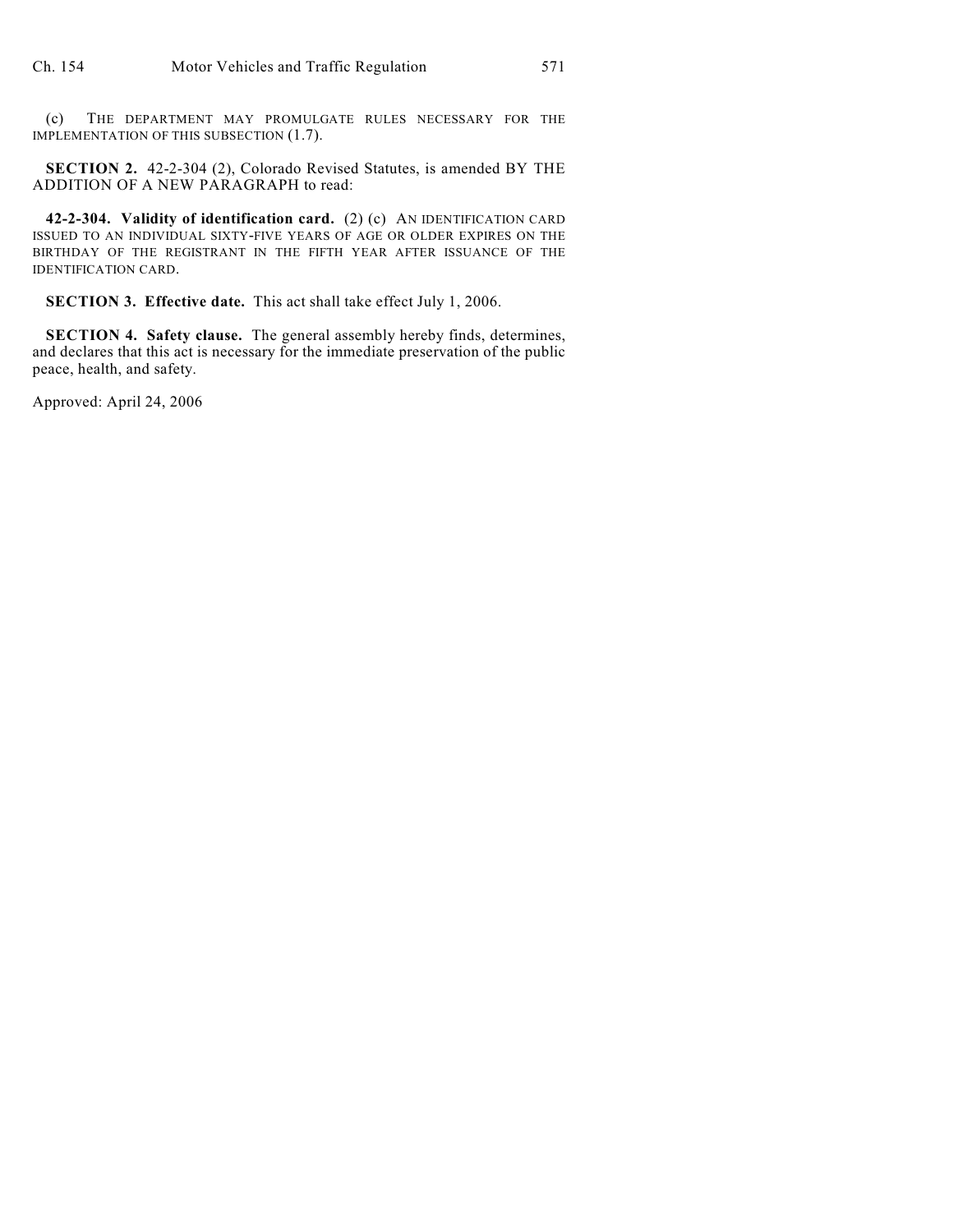(c) THE DEPARTMENT MAY PROMULGATE RULES NECESSARY FOR THE IMPLEMENTATION OF THIS SUBSECTION (1.7).

**SECTION 2.** 42-2-304 (2), Colorado Revised Statutes, is amended BY THE ADDITION OF A NEW PARAGRAPH to read:

**42-2-304. Validity of identification card.** (2) (c) AN IDENTIFICATION CARD ISSUED TO AN INDIVIDUAL SIXTY-FIVE YEARS OF AGE OR OLDER EXPIRES ON THE BIRTHDAY OF THE REGISTRANT IN THE FIFTH YEAR AFTER ISSUANCE OF THE IDENTIFICATION CARD.

**SECTION 3. Effective date.** This act shall take effect July 1, 2006.

**SECTION 4. Safety clause.** The general assembly hereby finds, determines, and declares that this act is necessary for the immediate preservation of the public peace, health, and safety.

Approved: April 24, 2006